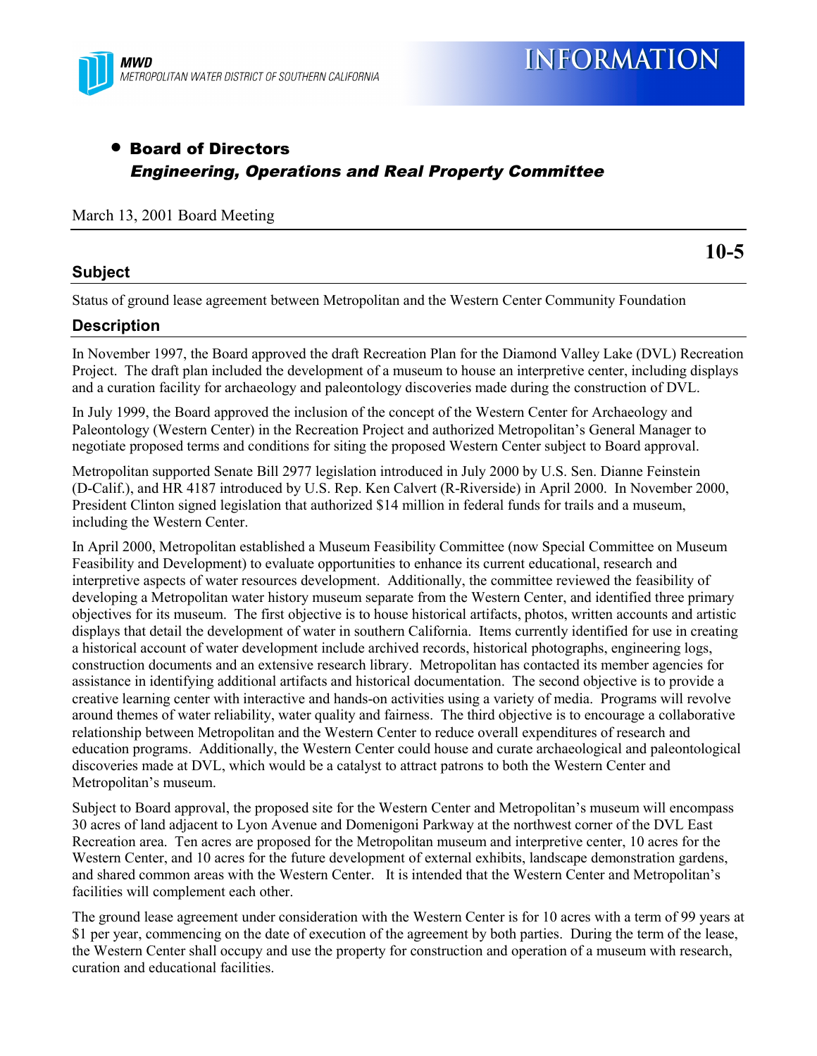MWD
METROPOLITAN WATER DISTRICT OF SOUTHERN CALIFORNIA

# INFORMATION

- **Board of Directors**
  ***Engineering, Operations and Real Property Committee***

March 13, 2001 Board Meeting

**10-5**

## Subject

Status of ground lease agreement between Metropolitan and the Western Center Community Foundation

## Description

In November 1997, the Board approved the draft Recreation Plan for the Diamond Valley Lake (DVL) Recreation Project. The draft plan included the development of a museum to house an interpretive center, including displays and a curation facility for archaeology and paleontology discoveries made during the construction of DVL.

In July 1999, the Board approved the inclusion of the concept of the Western Center for Archaeology and Paleontology (Western Center) in the Recreation Project and authorized Metropolitan's General Manager to negotiate proposed terms and conditions for siting the proposed Western Center subject to Board approval.

Metropolitan supported Senate Bill 2977 legislation introduced in July 2000 by U.S. Sen. Dianne Feinstein (D-Calif.), and HR 4187 introduced by U.S. Rep. Ken Calvert (R-Riverside) in April 2000. In November 2000, President Clinton signed legislation that authorized $14 million in federal funds for trails and a museum, including the Western Center.

In April 2000, Metropolitan established a Museum Feasibility Committee (now Special Committee on Museum Feasibility and Development) to evaluate opportunities to enhance its current educational, research and interpretive aspects of water resources development. Additionally, the committee reviewed the feasibility of developing a Metropolitan water history museum separate from the Western Center, and identified three primary objectives for its museum. The first objective is to house historical artifacts, photos, written accounts and artistic displays that detail the development of water in southern California. Items currently identified for use in creating a historical account of water development include archived records, historical photographs, engineering logs, construction documents and an extensive research library. Metropolitan has contacted its member agencies for assistance in identifying additional artifacts and historical documentation. The second objective is to provide a creative learning center with interactive and hands-on activities using a variety of media. Programs will revolve around themes of water reliability, water quality and fairness. The third objective is to encourage a collaborative relationship between Metropolitan and the Western Center to reduce overall expenditures of research and education programs. Additionally, the Western Center could house and curate archaeological and paleontological discoveries made at DVL, which would be a catalyst to attract patrons to both the Western Center and Metropolitan's museum.

Subject to Board approval, the proposed site for the Western Center and Metropolitan's museum will encompass 30 acres of land adjacent to Lyon Avenue and Domenigoni Parkway at the northwest corner of the DVL East Recreation area. Ten acres are proposed for the Metropolitan museum and interpretive center, 10 acres for the Western Center, and 10 acres for the future development of external exhibits, landscape demonstration gardens, and shared common areas with the Western Center. It is intended that the Western Center and Metropolitan's facilities will complement each other.

The ground lease agreement under consideration with the Western Center is for 10 acres with a term of 99 years at $1 per year, commencing on the date of execution of the agreement by both parties. During the term of the lease, the Western Center shall occupy and use the property for construction and operation of a museum with research, curation and educational facilities.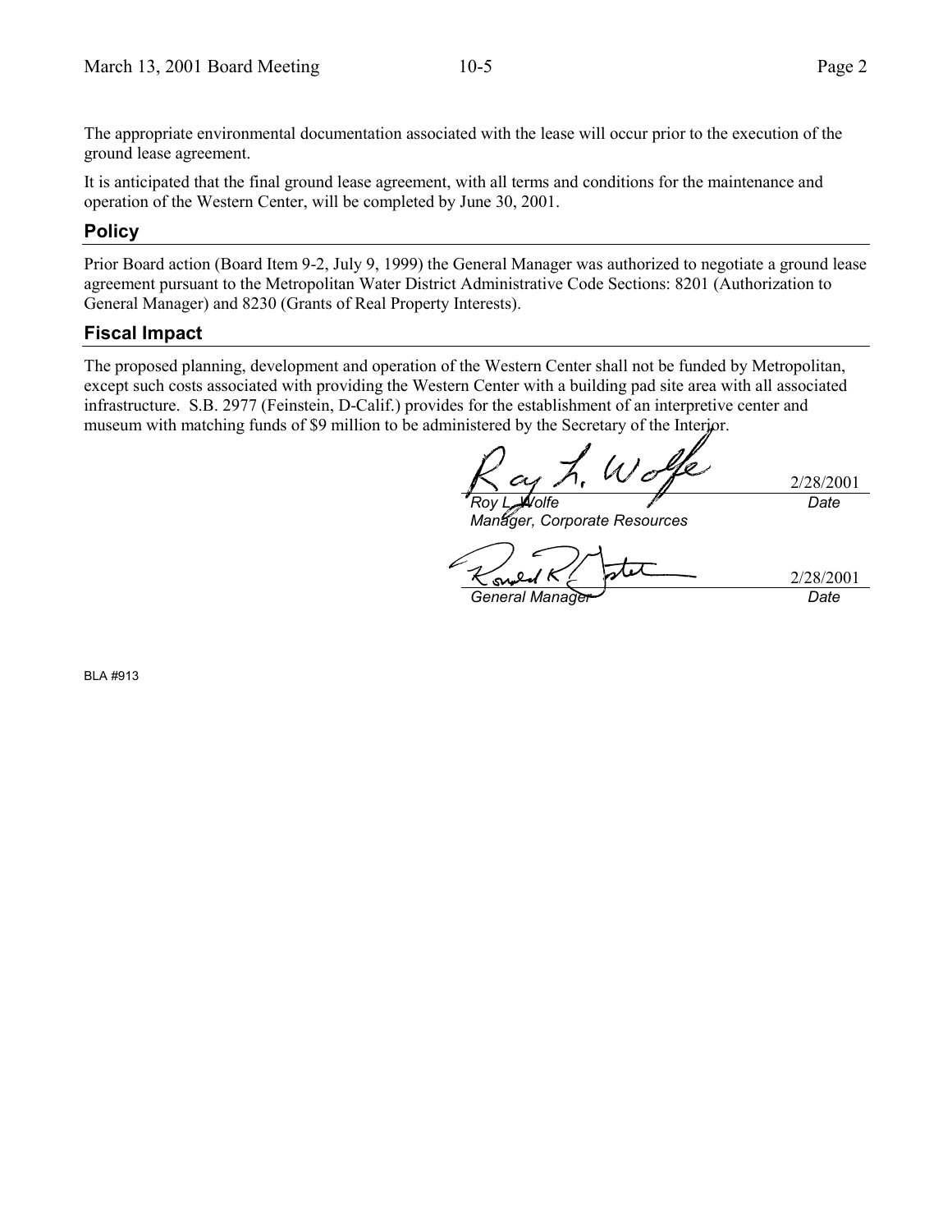The appropriate environmental documentation associated with the lease will occur prior to the execution of the ground lease agreement.

It is anticipated that the final ground lease agreement, with all terms and conditions for the maintenance and operation of the Western Center, will be completed by June 30, 2001.

## Policy

Prior Board action (Board Item 9-2, July 9, 1999) the General Manager was authorized to negotiate a ground lease agreement pursuant to the Metropolitan Water District Administrative Code Sections: 8201 (Authorization to General Manager) and 8230 (Grants of Real Property Interests).

## Fiscal Impact

The proposed planning, development and operation of the Western Center shall not be funded by Metropolitan, except such costs associated with providing the Western Center with a building pad site area with all associated infrastructure. S.B. 2977 (Feinstein, D-Calif.) provides for the establishment of an interpretive center and museum with matching funds of $9 million to be administered by the Secretary of the Interior.

| | |
|---|---|
| *Roy L. Wolfe* | 2/28/2001 |
| *Manager, Corporate Resources* | *Date* |

| | |
|---|---|
| *General Manager* | 2/28/2001 |
| | *Date* |

BLA #913